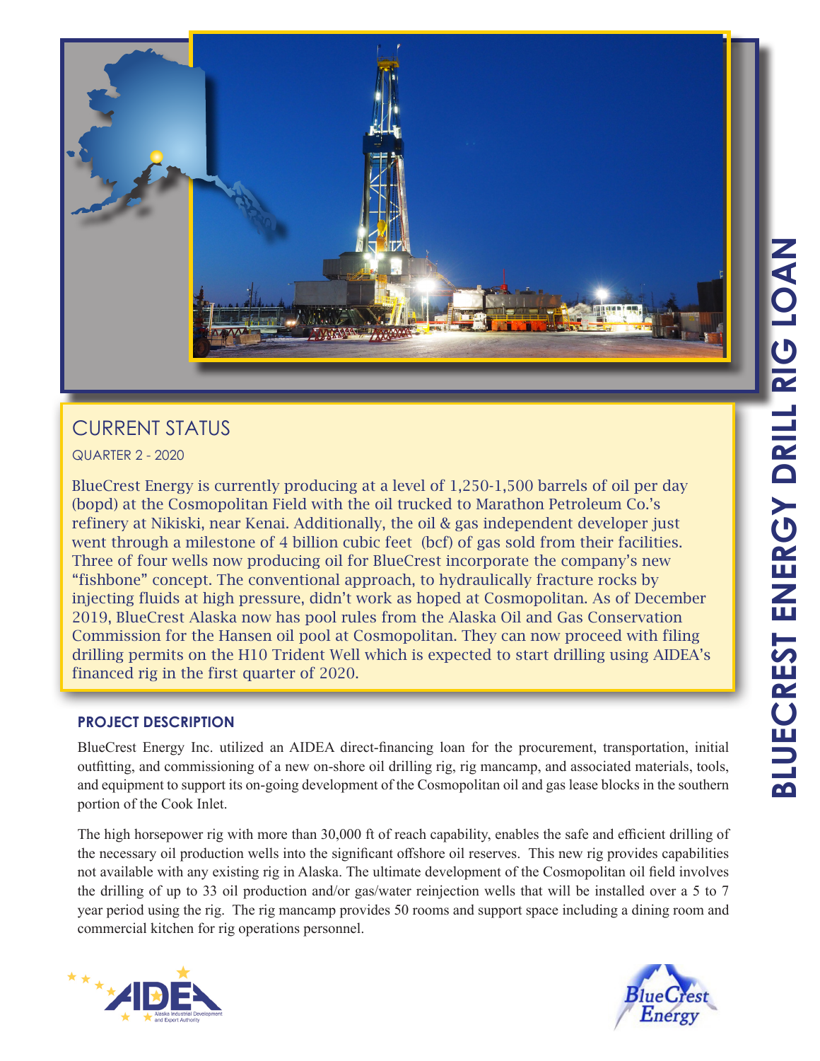# BLUECREST ENERGY DRILL RIG LOAN

## CURRENT STATUS

QUARTER 2 - 2020

BlueCrest Energy is currently producing at a level of 1,250-1,500 barrels of oil per day (bopd) at the Cosmopolitan Field with the oil trucked to Marathon Petroleum Co.'s refinery at Nikiski, near Kenai. Additionally, the oil & gas independent developer just went through a milestone of 4 billion cubic feet (bcf) of gas sold from their facilities. Three of four wells now producing oil for BlueCrest incorporate the company's new "fishbone" concept. The conventional approach, to hydraulically fracture rocks by injecting fluids at high pressure, didn't work as hoped at Cosmopolitan. As of December 2019, BlueCrest Alaska now has pool rules from the Alaska Oil and Gas Conservation Commission for the Hansen oil pool at Cosmopolitan. They can now proceed with filing drilling permits on the H10 Trident Well which is expected to start drilling using AIDEA's financed rig in the first quarter of 2020.

## PROJECT DESCRIPTION

BlueCrest Energy Inc. utilized an AIDEA direct-financing loan for the procurement, transportation, initial outfitting, and commissioning of a new on-shore oil drilling rig, rig mancamp, and associated materials, tools, and equipment to support its on-going development of the Cosmopolitan oil and gas lease blocks in the southern portion of the Cook Inlet.

The high horsepower rig with more than 30,000 ft of reach capability, enables the safe and efficient drilling of the necessary oil production wells into the significant offshore oil reserves. This new rig provides capabilities not available with any existing rig in Alaska. The ultimate development of the Cosmopolitan oil field involves the drilling of up to 33 oil production and/or gas/water reinjection wells that will be installed over a 5 to 7 year period using the rig. The rig mancamp provides 50 rooms and support space including a dining room and commercial kitchen for rig operations personnel.

AIDEA Alaska Industrial Development and Export Authority

BlueCrest Energy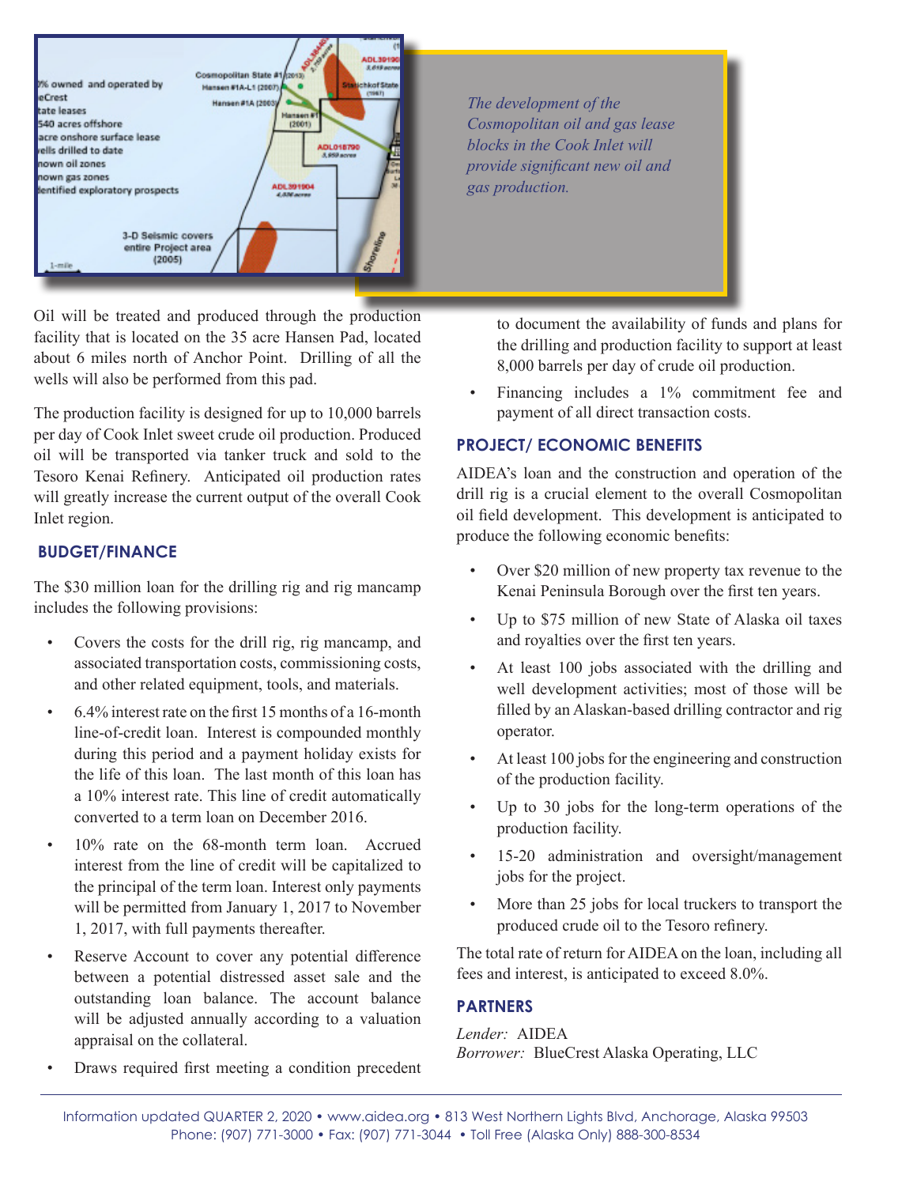*The development of the Cosmopolitan oil and gas lease blocks in the Cook Inlet will provide significant new oil and gas production.*

Oil will be treated and produced through the production facility that is located on the 35 acre Hansen Pad, located about 6 miles north of Anchor Point. Drilling of all the wells will also be performed from this pad.

The production facility is designed for up to 10,000 barrels per day of Cook Inlet sweet crude oil production. Produced oil will be transported via tanker truck and sold to the Tesoro Kenai Refinery. Anticipated oil production rates will greatly increase the current output of the overall Cook Inlet region.

## BUDGET/FINANCE

The $30 million loan for the drilling rig and rig mancamp includes the following provisions:

- Covers the costs for the drill rig, rig mancamp, and associated transportation costs, commissioning costs, and other related equipment, tools, and materials.
- 6.4% interest rate on the first 15 months of a 16-month line-of-credit loan. Interest is compounded monthly during this period and a payment holiday exists for the life of this loan. The last month of this loan has a 10% interest rate. This line of credit automatically converted to a term loan on December 2016.
- 10% rate on the 68-month term loan. Accrued interest from the line of credit will be capitalized to the principal of the term loan. Interest only payments will be permitted from January 1, 2017 to November 1, 2017, with full payments thereafter.
- Reserve Account to cover any potential difference between a potential distressed asset sale and the outstanding loan balance. The account balance will be adjusted annually according to a valuation appraisal on the collateral.
- Draws required first meeting a condition precedent to document the availability of funds and plans for the drilling and production facility to support at least 8,000 barrels per day of crude oil production.
- Financing includes a 1% commitment fee and payment of all direct transaction costs.

## PROJECT/ ECONOMIC BENEFITS

AIDEA's loan and the construction and operation of the drill rig is a crucial element to the overall Cosmopolitan oil field development. This development is anticipated to produce the following economic benefits:

- Over $20 million of new property tax revenue to the Kenai Peninsula Borough over the first ten years.
- Up to $75 million of new State of Alaska oil taxes and royalties over the first ten years.
- At least 100 jobs associated with the drilling and well development activities; most of those will be filled by an Alaskan-based drilling contractor and rig operator.
- At least 100 jobs for the engineering and construction of the production facility.
- Up to 30 jobs for the long-term operations of the production facility.
- 15-20 administration and oversight/management jobs for the project.
- More than 25 jobs for local truckers to transport the produced crude oil to the Tesoro refinery.

The total rate of return for AIDEA on the loan, including all fees and interest, is anticipated to exceed 8.0%.

## PARTNERS

*Lender:* AIDEA
*Borrower:* BlueCrest Alaska Operating, LLC

Information updated QUARTER 2, 2020 • www.aidea.org • 813 West Northern Lights Blvd, Anchorage, Alaska 99503
Phone: (907) 771-3000 • Fax: (907) 771-3044 • Toll Free (Alaska Only) 888-300-8534